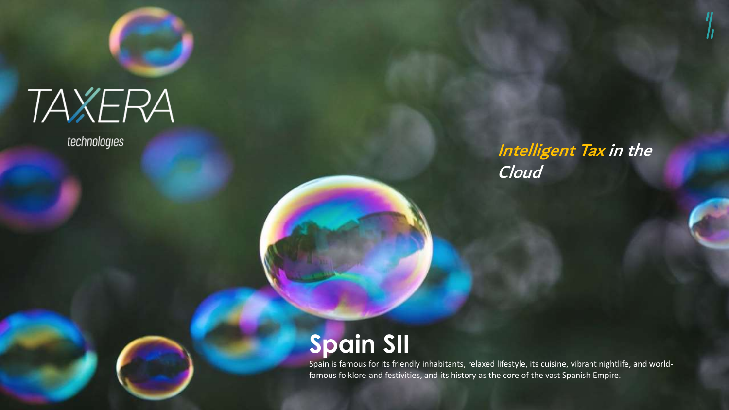TAXERA

technologies

***Intelligent Tax in the Cloud***

# Spain SII

Spain is famous for its friendly inhabitants, relaxed lifestyle, its cuisine, vibrant nightlife, and world-famous folklore and festivities, and its history as the core of the vast Spanish Empire.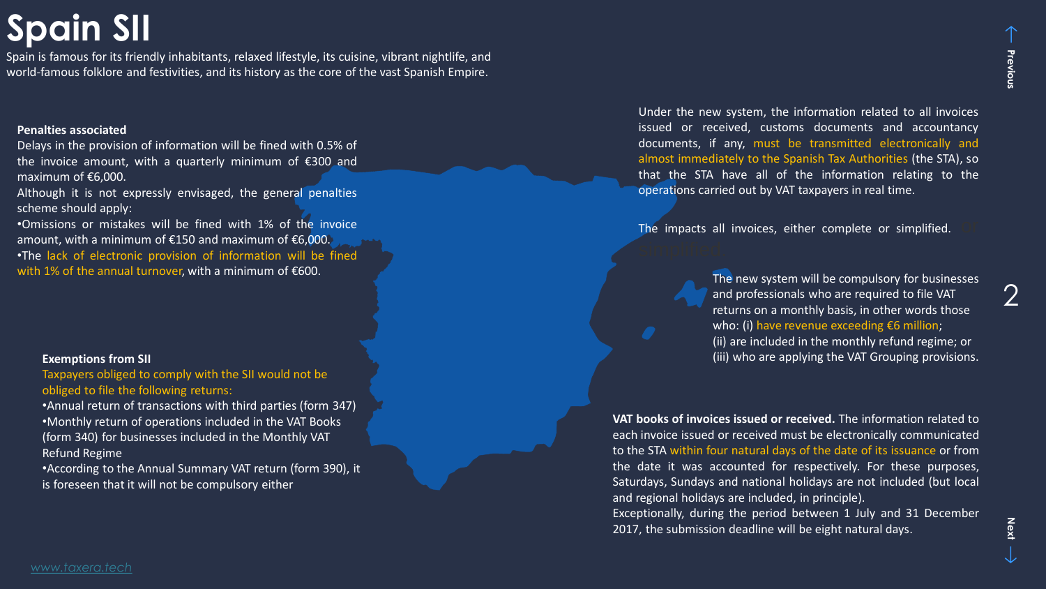# Spain SII

Spain is famous for its friendly inhabitants, relaxed lifestyle, its cuisine, vibrant nightlife, and world-famous folklore and festivities, and its history as the core of the vast Spanish Empire.

**Penalties associated**

Delays in the provision of information will be fined with 0.5% of the invoice amount, with a quarterly minimum of €300 and maximum of €6,000.

Although it is not expressly envisaged, the general penalties scheme should apply:

- Omissions or mistakes will be fined with 1% of the invoice amount, with a minimum of €150 and maximum of €6,000.
- The lack of electronic provision of information will be fined with 1% of the annual turnover, with a minimum of €600.

**Exemptions from SII**

Taxpayers obliged to comply with the SII would not be obliged to file the following returns:

- Annual return of transactions with third parties (form 347)
- Monthly return of operations included in the VAT Books (form 340) for businesses included in the Monthly VAT Refund Regime
- According to the Annual Summary VAT return (form 390), it is foreseen that it will not be compulsory either

Under the new system, the information related to all invoices issued or received, customs documents and accountancy documents, if any, must be transmitted electronically and almost immediately to the Spanish Tax Authorities (the STA), so that the STA have all of the information relating to the operations carried out by VAT taxpayers in real time.

The impacts all invoices, either complete or simplified.

The new system will be compulsory for businesses and professionals who are required to file VAT returns on a monthly basis, in other words those who: (i) have revenue exceeding €6 million; (ii) are included in the monthly refund regime; or (iii) who are applying the VAT Grouping provisions.

**VAT books of invoices issued or received.** The information related to each invoice issued or received must be electronically communicated to the STA within four natural days of the date of its issuance or from the date it was accounted for respectively. For these purposes, Saturdays, Sundays and national holidays are not included (but local and regional holidays are included, in principle).

Exceptionally, during the period between 1 July and 31 December 2017, the submission deadline will be eight natural days.

www.taxera.tech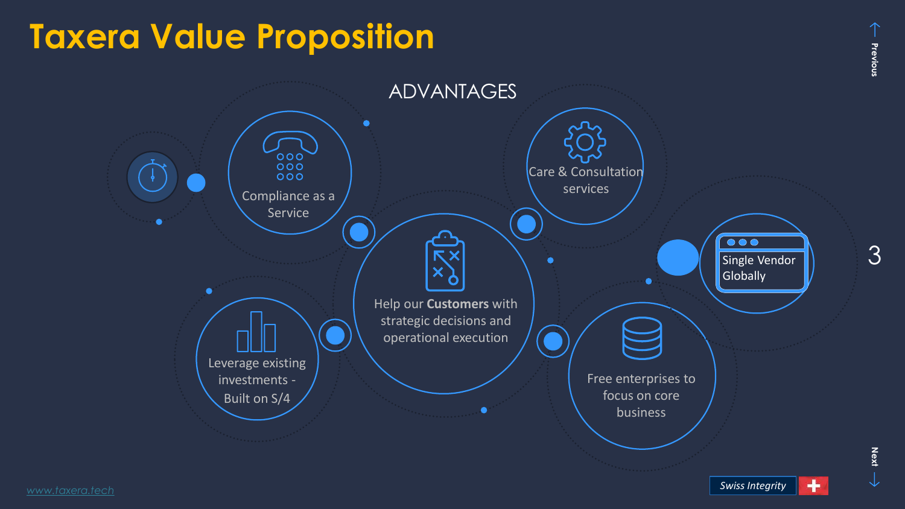# Taxera Value Proposition

## ADVANTAGES

- Compliance as a Service
- Care & Consultation services
- Help our **Customers** with strategic decisions and operational execution
- Single Vendor Globally
- Leverage existing investments - Built on S/4
- Free enterprises to focus on core business

www.taxera.tech

Swiss Integrity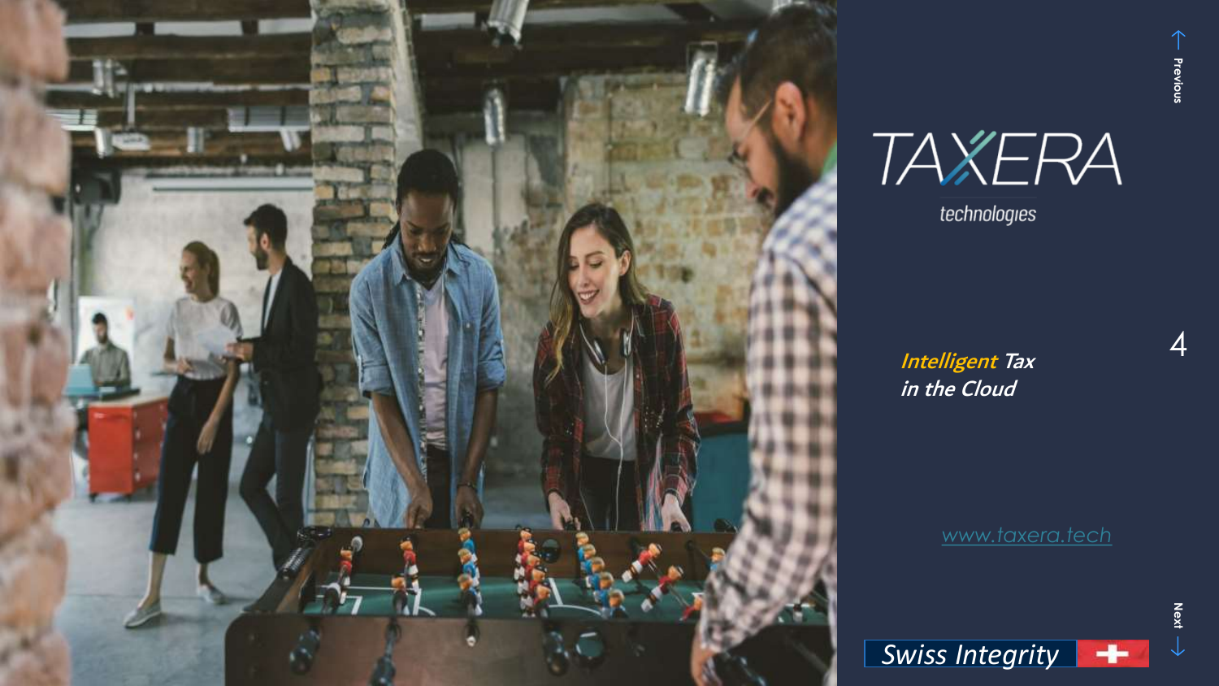TAXERA

technologies

*Intelligent Tax in the Cloud*

www.taxera.tech

Swiss Integrity